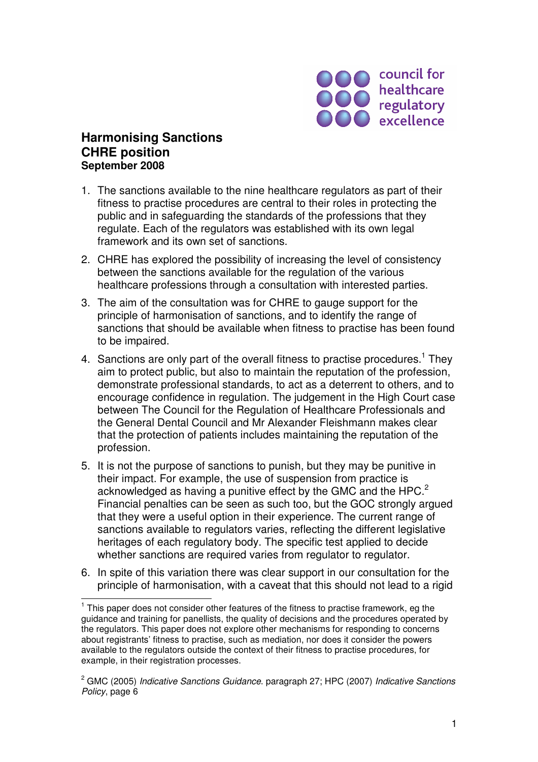council for healthcare regulatory excellence

# Harmonising Sanctions
# CHRE position
**September 2008**

1. The sanctions available to the nine healthcare regulators as part of their fitness to practise procedures are central to their roles in protecting the public and in safeguarding the standards of the professions that they regulate. Each of the regulators was established with its own legal framework and its own set of sanctions.
2. CHRE has explored the possibility of increasing the level of consistency between the sanctions available for the regulation of the various healthcare professions through a consultation with interested parties.
3. The aim of the consultation was for CHRE to gauge support for the principle of harmonisation of sanctions, and to identify the range of sanctions that should be available when fitness to practise has been found to be impaired.
4. Sanctions are only part of the overall fitness to practise procedures.[1] They aim to protect public, but also to maintain the reputation of the profession, demonstrate professional standards, to act as a deterrent to others, and to encourage confidence in regulation. The judgement in the High Court case between The Council for the Regulation of Healthcare Professionals and the General Dental Council and Mr Alexander Fleishmann makes clear that the protection of patients includes maintaining the reputation of the profession.
5. It is not the purpose of sanctions to punish, but they may be punitive in their impact. For example, the use of suspension from practice is acknowledged as having a punitive effect by the GMC and the HPC.[2] Financial penalties can be seen as such too, but the GOC strongly argued that they were a useful option in their experience. The current range of sanctions available to regulators varies, reflecting the different legislative heritages of each regulatory body. The specific test applied to decide whether sanctions are required varies from regulator to regulator.
6. In spite of this variation there was clear support in our consultation for the principle of harmonisation, with a caveat that this should not lead to a rigid

---

[1] This paper does not consider other features of the fitness to practise framework, eg the guidance and training for panellists, the quality of decisions and the procedures operated by the regulators. This paper does not explore other mechanisms for responding to concerns about registrants' fitness to practise, such as mediation, nor does it consider the powers available to the regulators outside the context of their fitness to practise procedures, for example, in their registration processes.

[2] GMC (2005) *Indicative Sanctions Guidance*. paragraph 27; HPC (2007) *Indicative Sanctions Policy*, page 6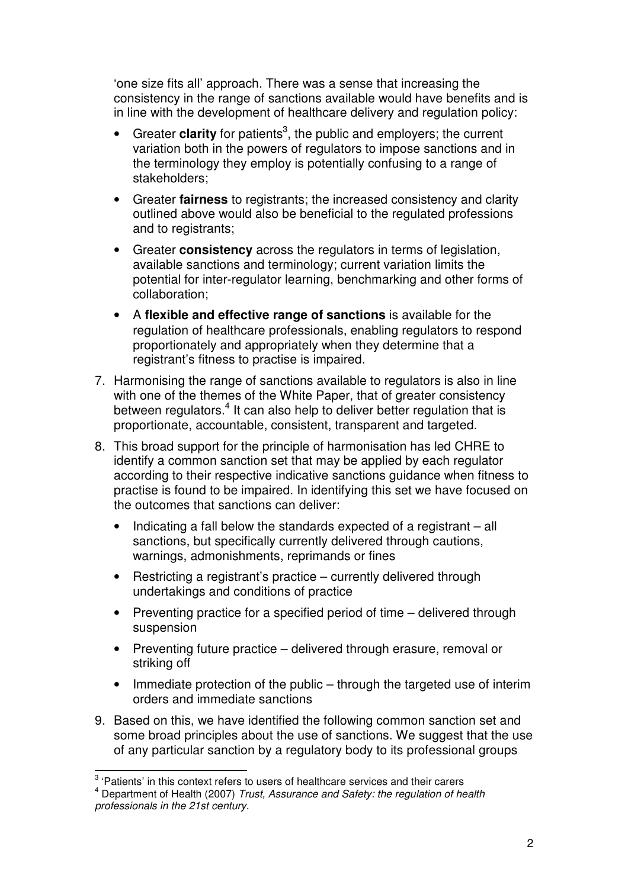'one size fits all' approach. There was a sense that increasing the consistency in the range of sanctions available would have benefits and is in line with the development of healthcare delivery and regulation policy:

- Greater **clarity** for patients[3], the public and employers; the current variation both in the powers of regulators to impose sanctions and in the terminology they employ is potentially confusing to a range of stakeholders;
- Greater **fairness** to registrants; the increased consistency and clarity outlined above would also be beneficial to the regulated professions and to registrants;
- Greater **consistency** across the regulators in terms of legislation, available sanctions and terminology; current variation limits the potential for inter-regulator learning, benchmarking and other forms of collaboration;
- A **flexible and effective range of sanctions** is available for the regulation of healthcare professionals, enabling regulators to respond proportionately and appropriately when they determine that a registrant's fitness to practise is impaired.

7. Harmonising the range of sanctions available to regulators is also in line with one of the themes of the White Paper, that of greater consistency between regulators.[4] It can also help to deliver better regulation that is proportionate, accountable, consistent, transparent and targeted.

8. This broad support for the principle of harmonisation has led CHRE to identify a common sanction set that may be applied by each regulator according to their respective indicative sanctions guidance when fitness to practise is found to be impaired. In identifying this set we have focused on the outcomes that sanctions can deliver:

   - Indicating a fall below the standards expected of a registrant – all sanctions, but specifically currently delivered through cautions, warnings, admonishments, reprimands or fines
   - Restricting a registrant's practice – currently delivered through undertakings and conditions of practice
   - Preventing practice for a specified period of time – delivered through suspension
   - Preventing future practice – delivered through erasure, removal or striking off
   - Immediate protection of the public – through the targeted use of interim orders and immediate sanctions

9. Based on this, we have identified the following common sanction set and some broad principles about the use of sanctions. We suggest that the use of any particular sanction by a regulatory body to its professional groups

---

[3] 'Patients' in this context refers to users of healthcare services and their carers

[4] Department of Health (2007) *Trust, Assurance and Safety: the regulation of health professionals in the 21st century.*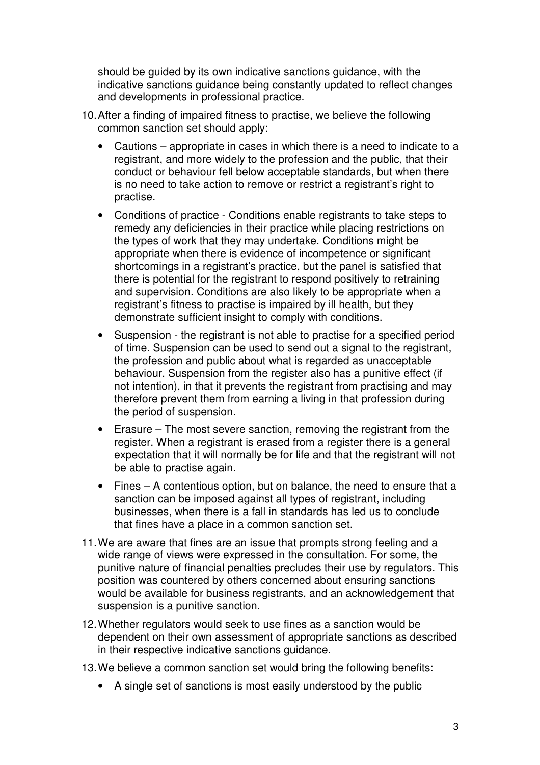should be guided by its own indicative sanctions guidance, with the indicative sanctions guidance being constantly updated to reflect changes and developments in professional practice.

10. After a finding of impaired fitness to practise, we believe the following common sanction set should apply:

    - Cautions – appropriate in cases in which there is a need to indicate to a registrant, and more widely to the profession and the public, that their conduct or behaviour fell below acceptable standards, but when there is no need to take action to remove or restrict a registrant's right to practise.
    - Conditions of practice - Conditions enable registrants to take steps to remedy any deficiencies in their practice while placing restrictions on the types of work that they may undertake. Conditions might be appropriate when there is evidence of incompetence or significant shortcomings in a registrant's practice, but the panel is satisfied that there is potential for the registrant to respond positively to retraining and supervision. Conditions are also likely to be appropriate when a registrant's fitness to practise is impaired by ill health, but they demonstrate sufficient insight to comply with conditions.
    - Suspension - the registrant is not able to practise for a specified period of time. Suspension can be used to send out a signal to the registrant, the profession and public about what is regarded as unacceptable behaviour. Suspension from the register also has a punitive effect (if not intention), in that it prevents the registrant from practising and may therefore prevent them from earning a living in that profession during the period of suspension.
    - Erasure – The most severe sanction, removing the registrant from the register. When a registrant is erased from a register there is a general expectation that it will normally be for life and that the registrant will not be able to practise again.
    - Fines – A contentious option, but on balance, the need to ensure that a sanction can be imposed against all types of registrant, including businesses, when there is a fall in standards has led us to conclude that fines have a place in a common sanction set.

11. We are aware that fines are an issue that prompts strong feeling and a wide range of views were expressed in the consultation. For some, the punitive nature of financial penalties precludes their use by regulators. This position was countered by others concerned about ensuring sanctions would be available for business registrants, and an acknowledgement that suspension is a punitive sanction.

12. Whether regulators would seek to use fines as a sanction would be dependent on their own assessment of appropriate sanctions as described in their respective indicative sanctions guidance.

13. We believe a common sanction set would bring the following benefits:

    - A single set of sanctions is most easily understood by the public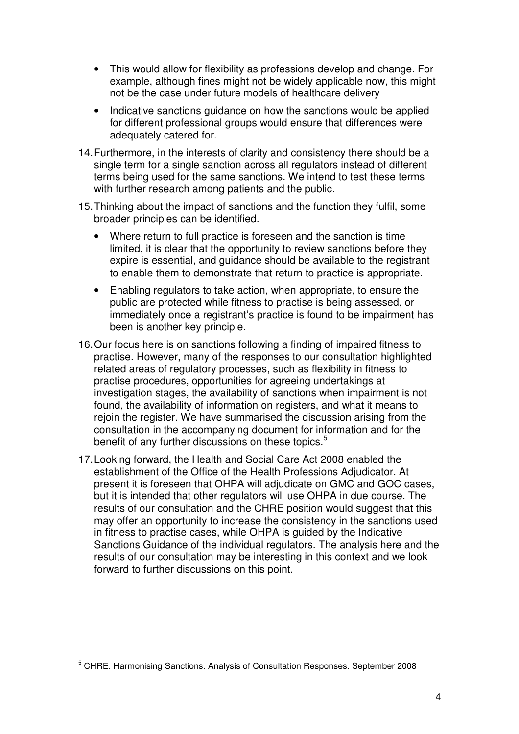- This would allow for flexibility as professions develop and change. For example, although fines might not be widely applicable now, this might not be the case under future models of healthcare delivery
- Indicative sanctions guidance on how the sanctions would be applied for different professional groups would ensure that differences were adequately catered for.

14. Furthermore, in the interests of clarity and consistency there should be a single term for a single sanction across all regulators instead of different terms being used for the same sanctions. We intend to test these terms with further research among patients and the public.

15. Thinking about the impact of sanctions and the function they fulfil, some broader principles can be identified.

    - Where return to full practice is foreseen and the sanction is time limited, it is clear that the opportunity to review sanctions before they expire is essential, and guidance should be available to the registrant to enable them to demonstrate that return to practice is appropriate.
    - Enabling regulators to take action, when appropriate, to ensure the public are protected while fitness to practise is being assessed, or immediately once a registrant's practice is found to be impairment has been is another key principle.

16. Our focus here is on sanctions following a finding of impaired fitness to practise. However, many of the responses to our consultation highlighted related areas of regulatory processes, such as flexibility in fitness to practise procedures, opportunities for agreeing undertakings at investigation stages, the availability of sanctions when impairment is not found, the availability of information on registers, and what it means to rejoin the register. We have summarised the discussion arising from the consultation in the accompanying document for information and for the benefit of any further discussions on these topics.[5]

17. Looking forward, the Health and Social Care Act 2008 enabled the establishment of the Office of the Health Professions Adjudicator. At present it is foreseen that OHPA will adjudicate on GMC and GOC cases, but it is intended that other regulators will use OHPA in due course. The results of our consultation and the CHRE position would suggest that this may offer an opportunity to increase the consistency in the sanctions used in fitness to practise cases, while OHPA is guided by the Indicative Sanctions Guidance of the individual regulators. The analysis here and the results of our consultation may be interesting in this context and we look forward to further discussions on this point.

---

[5] CHRE. Harmonising Sanctions. Analysis of Consultation Responses. September 2008